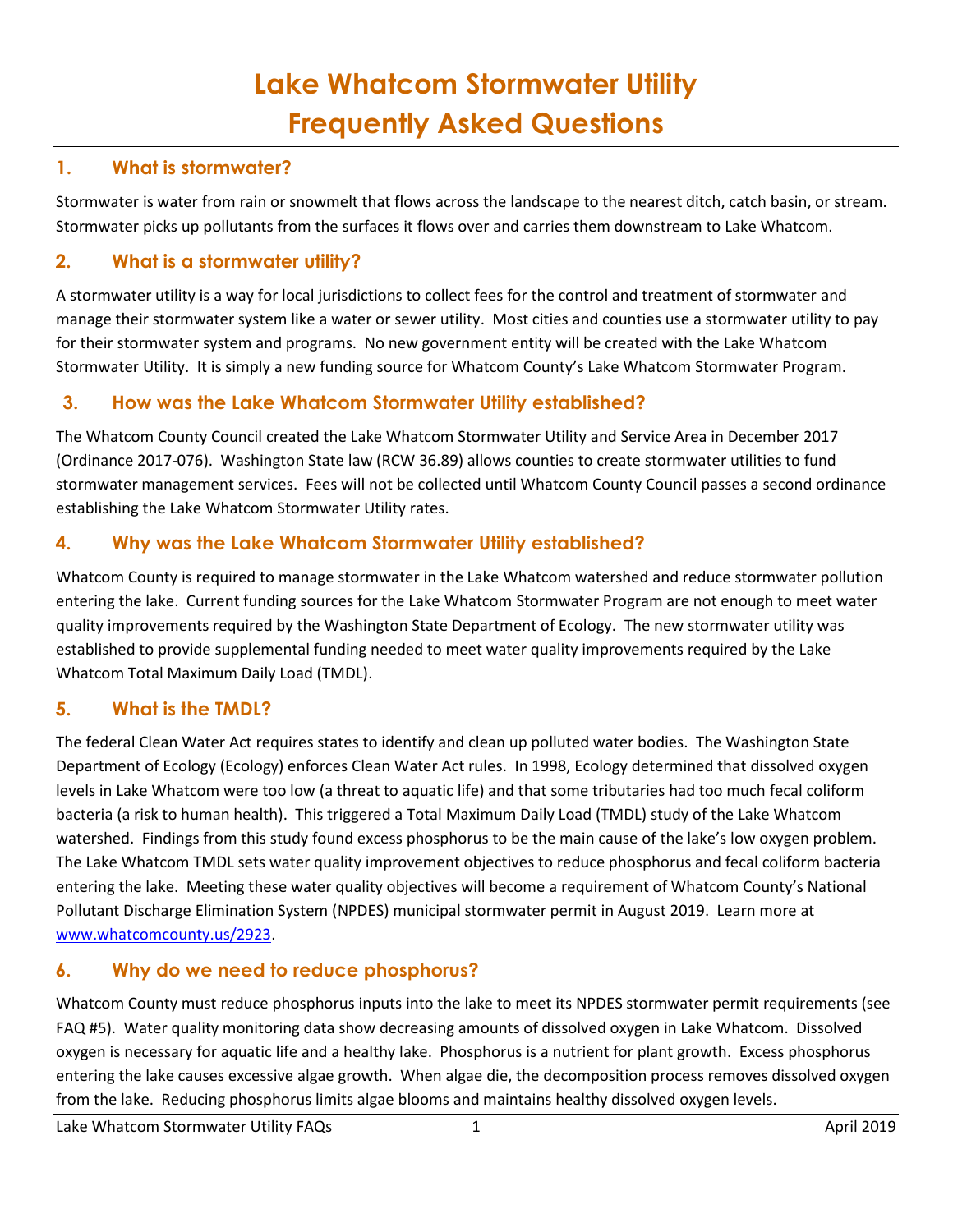# Lake Whatcom Stormwater Utility Frequently Asked Questions

## 1. What is stormwater?

Stormwater is water from rain or snowmelt that flows across the landscape to the nearest ditch, catch basin, or stream. Stormwater picks up pollutants from the surfaces it flows over and carries them downstream to Lake Whatcom.

## 2. What is a stormwater utility?

A stormwater utility is a way for local jurisdictions to collect fees for the control and treatment of stormwater and manage their stormwater system like a water or sewer utility. Most cities and counties use a stormwater utility to pay for their stormwater system and programs. No new government entity will be created with the Lake Whatcom Stormwater Utility. It is simply a new funding source for Whatcom County's Lake Whatcom Stormwater Program.

## 3. How was the Lake Whatcom Stormwater Utility established?

The Whatcom County Council created the Lake Whatcom Stormwater Utility and Service Area in December 2017 (Ordinance 2017-076). Washington State law (RCW 36.89) allows counties to create stormwater utilities to fund stormwater management services. Fees will not be collected until Whatcom County Council passes a second ordinance establishing the Lake Whatcom Stormwater Utility rates.

## 4. Why was the Lake Whatcom Stormwater Utility established?

Whatcom County is required to manage stormwater in the Lake Whatcom watershed and reduce stormwater pollution entering the lake. Current funding sources for the Lake Whatcom Stormwater Program are not enough to meet water quality improvements required by the Washington State Department of Ecology. The new stormwater utility was established to provide supplemental funding needed to meet water quality improvements required by the Lake Whatcom Total Maximum Daily Load (TMDL).

## 5. What is the TMDL?

The federal Clean Water Act requires states to identify and clean up polluted water bodies. The Washington State Department of Ecology (Ecology) enforces Clean Water Act rules. In 1998, Ecology determined that dissolved oxygen levels in Lake Whatcom were too low (a threat to aquatic life) and that some tributaries had too much fecal coliform bacteria (a risk to human health). This triggered a Total Maximum Daily Load (TMDL) study of the Lake Whatcom watershed. Findings from this study found excess phosphorus to be the main cause of the lake's low oxygen problem. The Lake Whatcom TMDL sets water quality improvement objectives to reduce phosphorus and fecal coliform bacteria entering the lake. Meeting these water quality objectives will become a requirement of Whatcom County's National Pollutant Discharge Elimination System (NPDES) municipal stormwater permit in August 2019. Learn more at [www.whatcomcounty.us/2923](www.whatcomcounty.us/2923).

## 6. Why do we need to reduce phosphorus?

Whatcom County must reduce phosphorus inputs into the lake to meet its NPDES stormwater permit requirements (see FAQ #5). Water quality monitoring data show decreasing amounts of dissolved oxygen in Lake Whatcom. Dissolved oxygen is necessary for aquatic life and a healthy lake. Phosphorus is a nutrient for plant growth. Excess phosphorus entering the lake causes excessive algae growth. When algae die, the decomposition process removes dissolved oxygen from the lake. Reducing phosphorus limits algae blooms and maintains healthy dissolved oxygen levels.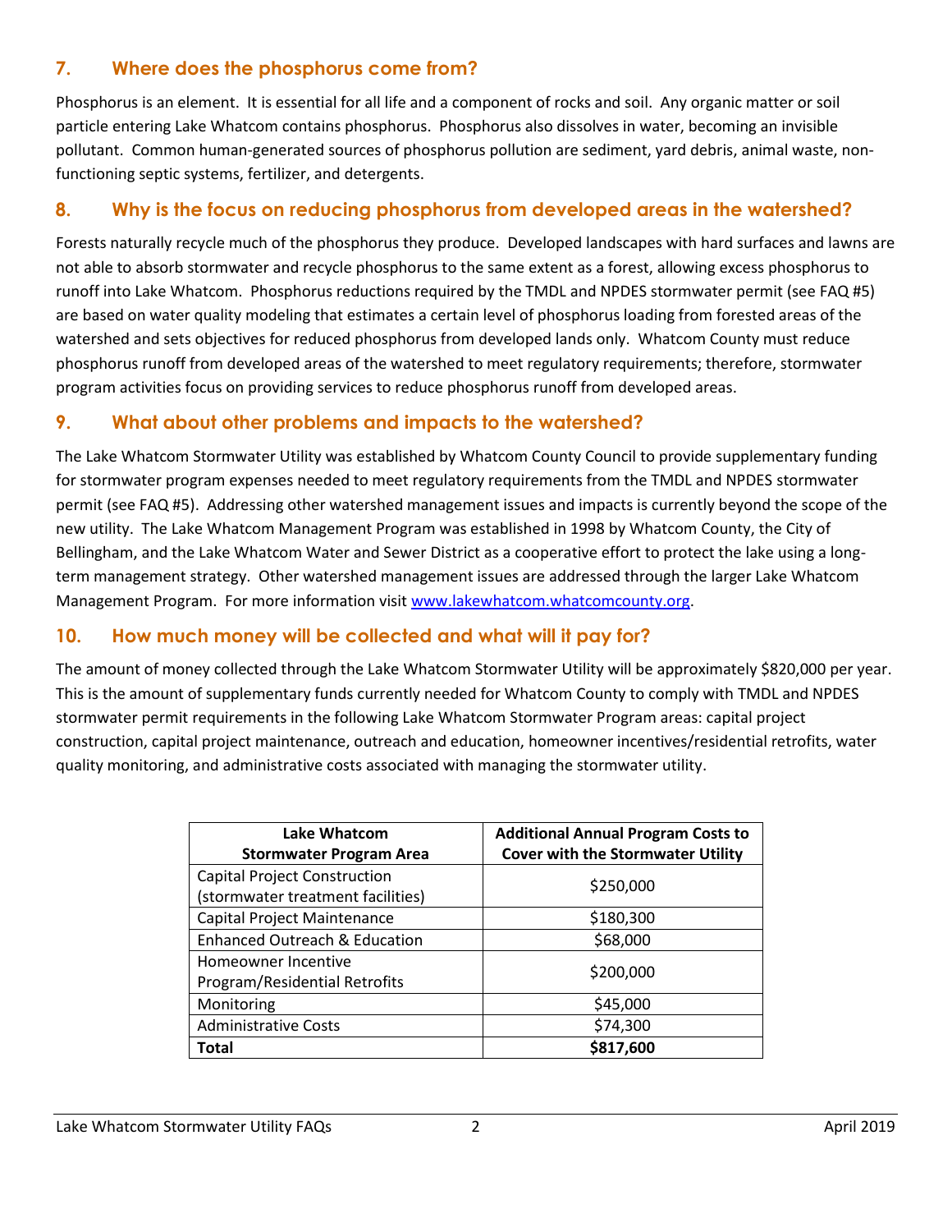## 7. Where does the phosphorus come from?

Phosphorus is an element. It is essential for all life and a component of rocks and soil. Any organic matter or soil particle entering Lake Whatcom contains phosphorus. Phosphorus also dissolves in water, becoming an invisible pollutant. Common human-generated sources of phosphorus pollution are sediment, yard debris, animal waste, non-functioning septic systems, fertilizer, and detergents.

## 8. Why is the focus on reducing phosphorus from developed areas in the watershed?

Forests naturally recycle much of the phosphorus they produce. Developed landscapes with hard surfaces and lawns are not able to absorb stormwater and recycle phosphorus to the same extent as a forest, allowing excess phosphorus to runoff into Lake Whatcom. Phosphorus reductions required by the TMDL and NPDES stormwater permit (see FAQ #5) are based on water quality modeling that estimates a certain level of phosphorus loading from forested areas of the watershed and sets objectives for reduced phosphorus from developed lands only. Whatcom County must reduce phosphorus runoff from developed areas of the watershed to meet regulatory requirements; therefore, stormwater program activities focus on providing services to reduce phosphorus runoff from developed areas.

## 9. What about other problems and impacts to the watershed?

The Lake Whatcom Stormwater Utility was established by Whatcom County Council to provide supplementary funding for stormwater program expenses needed to meet regulatory requirements from the TMDL and NPDES stormwater permit (see FAQ #5). Addressing other watershed management issues and impacts is currently beyond the scope of the new utility. The Lake Whatcom Management Program was established in 1998 by Whatcom County, the City of Bellingham, and the Lake Whatcom Water and Sewer District as a cooperative effort to protect the lake using a long-term management strategy. Other watershed management issues are addressed through the larger Lake Whatcom Management Program. For more information visit www.lakewhatcom.whatcomcounty.org.

## 10. How much money will be collected and what will it pay for?

The amount of money collected through the Lake Whatcom Stormwater Utility will be approximately $820,000 per year. This is the amount of supplementary funds currently needed for Whatcom County to comply with TMDL and NPDES stormwater permit requirements in the following Lake Whatcom Stormwater Program areas: capital project construction, capital project maintenance, outreach and education, homeowner incentives/residential retrofits, water quality monitoring, and administrative costs associated with managing the stormwater utility.

| Lake Whatcom Stormwater Program Area | Additional Annual Program Costs to Cover with the Stormwater Utility |
|---|---|
| Capital Project Construction (stormwater treatment facilities) | $250,000 |
| Capital Project Maintenance | $180,300 |
| Enhanced Outreach & Education | $68,000 |
| Homeowner Incentive Program/Residential Retrofits | $200,000 |
| Monitoring | $45,000 |
| Administrative Costs | $74,300 |
| **Total** | **$817,600** |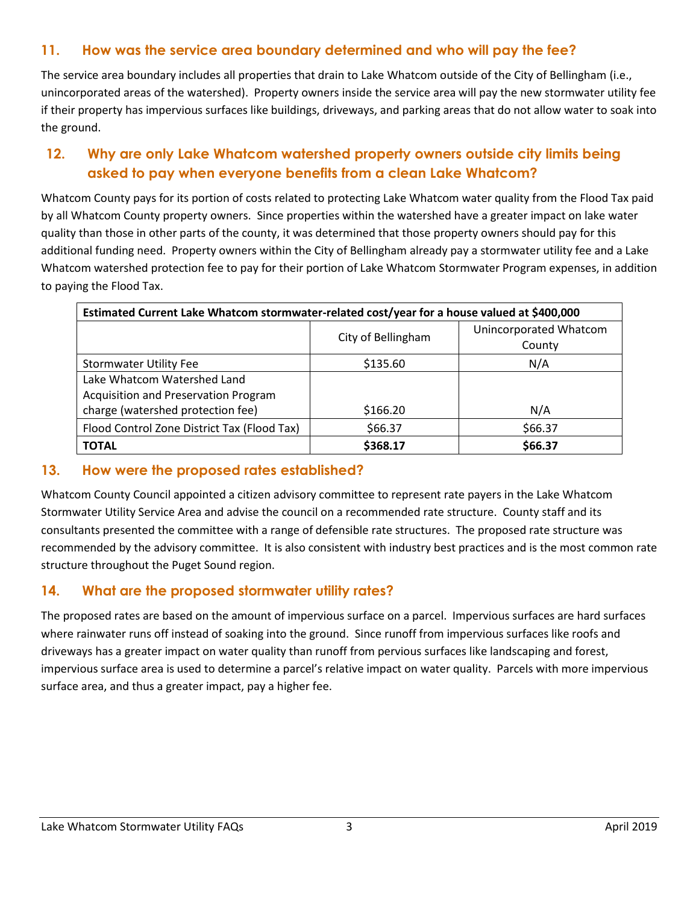## 11. How was the service area boundary determined and who will pay the fee?

The service area boundary includes all properties that drain to Lake Whatcom outside of the City of Bellingham (i.e., unincorporated areas of the watershed). Property owners inside the service area will pay the new stormwater utility fee if their property has impervious surfaces like buildings, driveways, and parking areas that do not allow water to soak into the ground.

## 12. Why are only Lake Whatcom watershed property owners outside city limits being asked to pay when everyone benefits from a clean Lake Whatcom?

Whatcom County pays for its portion of costs related to protecting Lake Whatcom water quality from the Flood Tax paid by all Whatcom County property owners. Since properties within the watershed have a greater impact on lake water quality than those in other parts of the county, it was determined that those property owners should pay for this additional funding need. Property owners within the City of Bellingham already pay a stormwater utility fee and a Lake Whatcom watershed protection fee to pay for their portion of Lake Whatcom Stormwater Program expenses, in addition to paying the Flood Tax.

| **Estimated Current Lake Whatcom stormwater-related cost/year for a house valued at $400,000** | | |
|---|---|---|
| | City of Bellingham | Unincorporated Whatcom County |
| Stormwater Utility Fee | $135.60 | N/A |
| Lake Whatcom Watershed Land Acquisition and Preservation Program charge (watershed protection fee) | $166.20 | N/A |
| Flood Control Zone District Tax (Flood Tax) | $66.37 | $66.37 |
| **TOTAL** | **$368.17** | **$66.37** |

## 13. How were the proposed rates established?

Whatcom County Council appointed a citizen advisory committee to represent rate payers in the Lake Whatcom Stormwater Utility Service Area and advise the council on a recommended rate structure. County staff and its consultants presented the committee with a range of defensible rate structures. The proposed rate structure was recommended by the advisory committee. It is also consistent with industry best practices and is the most common rate structure throughout the Puget Sound region.

## 14. What are the proposed stormwater utility rates?

The proposed rates are based on the amount of impervious surface on a parcel. Impervious surfaces are hard surfaces where rainwater runs off instead of soaking into the ground. Since runoff from impervious surfaces like roofs and driveways has a greater impact on water quality than runoff from pervious surfaces like landscaping and forest, impervious surface area is used to determine a parcel's relative impact on water quality. Parcels with more impervious surface area, and thus a greater impact, pay a higher fee.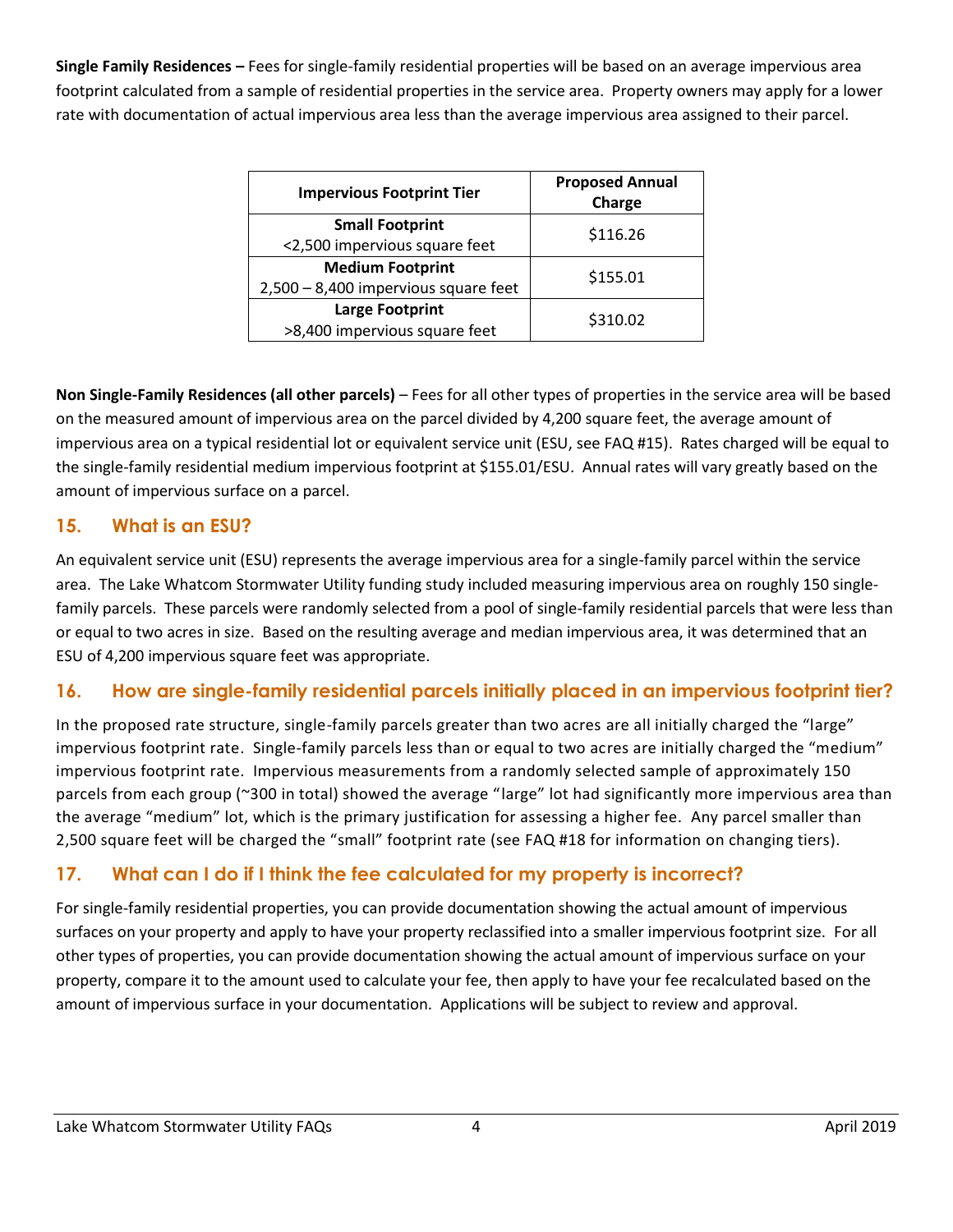**Single Family Residences –** Fees for single-family residential properties will be based on an average impervious area footprint calculated from a sample of residential properties in the service area. Property owners may apply for a lower rate with documentation of actual impervious area less than the average impervious area assigned to their parcel.

| Impervious Footprint Tier | Proposed Annual Charge |
|---|---|
| **Small Footprint**<br><2,500 impervious square feet | $116.26 |
| **Medium Footprint**<br>2,500 – 8,400 impervious square feet | $155.01 |
| **Large Footprint**<br>>8,400 impervious square feet | $310.02 |

**Non Single-Family Residences (all other parcels)** – Fees for all other types of properties in the service area will be based on the measured amount of impervious area on the parcel divided by 4,200 square feet, the average amount of impervious area on a typical residential lot or equivalent service unit (ESU, see FAQ #15). Rates charged will be equal to the single-family residential medium impervious footprint at $155.01/ESU. Annual rates will vary greatly based on the amount of impervious surface on a parcel.

## 15. What is an ESU?

An equivalent service unit (ESU) represents the average impervious area for a single-family parcel within the service area. The Lake Whatcom Stormwater Utility funding study included measuring impervious area on roughly 150 single-family parcels. These parcels were randomly selected from a pool of single-family residential parcels that were less than or equal to two acres in size. Based on the resulting average and median impervious area, it was determined that an ESU of 4,200 impervious square feet was appropriate.

## 16. How are single-family residential parcels initially placed in an impervious footprint tier?

In the proposed rate structure, single-family parcels greater than two acres are all initially charged the "large" impervious footprint rate. Single-family parcels less than or equal to two acres are initially charged the "medium" impervious footprint rate. Impervious measurements from a randomly selected sample of approximately 150 parcels from each group (~300 in total) showed the average "large" lot had significantly more impervious area than the average "medium" lot, which is the primary justification for assessing a higher fee. Any parcel smaller than 2,500 square feet will be charged the "small" footprint rate (see FAQ #18 for information on changing tiers).

## 17. What can I do if I think the fee calculated for my property is incorrect?

For single-family residential properties, you can provide documentation showing the actual amount of impervious surfaces on your property and apply to have your property reclassified into a smaller impervious footprint size. For all other types of properties, you can provide documentation showing the actual amount of impervious surface on your property, compare it to the amount used to calculate your fee, then apply to have your fee recalculated based on the amount of impervious surface in your documentation. Applications will be subject to review and approval.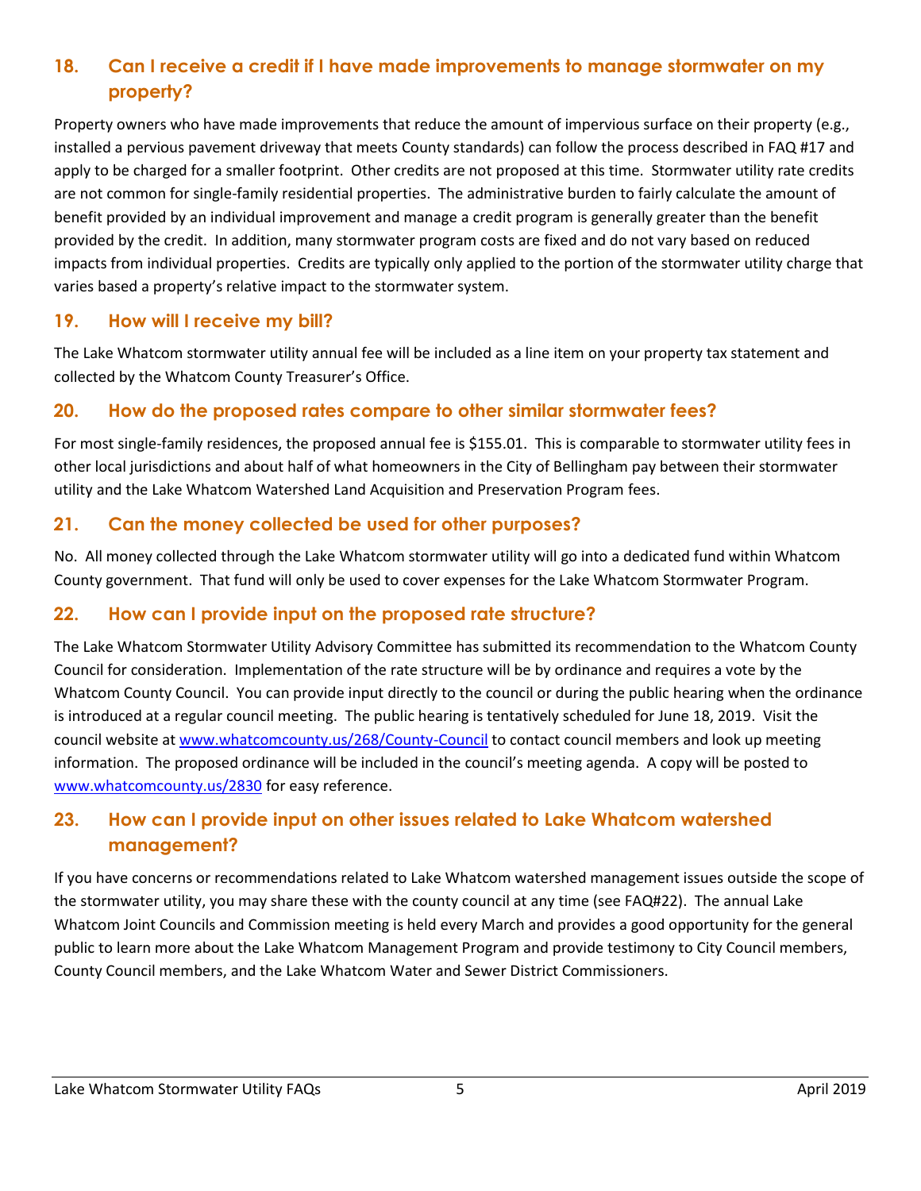## 18. Can I receive a credit if I have made improvements to manage stormwater on my property?

Property owners who have made improvements that reduce the amount of impervious surface on their property (e.g., installed a pervious pavement driveway that meets County standards) can follow the process described in FAQ #17 and apply to be charged for a smaller footprint. Other credits are not proposed at this time. Stormwater utility rate credits are not common for single-family residential properties. The administrative burden to fairly calculate the amount of benefit provided by an individual improvement and manage a credit program is generally greater than the benefit provided by the credit. In addition, many stormwater program costs are fixed and do not vary based on reduced impacts from individual properties. Credits are typically only applied to the portion of the stormwater utility charge that varies based a property's relative impact to the stormwater system.

## 19. How will I receive my bill?

The Lake Whatcom stormwater utility annual fee will be included as a line item on your property tax statement and collected by the Whatcom County Treasurer's Office.

## 20. How do the proposed rates compare to other similar stormwater fees?

For most single-family residences, the proposed annual fee is $155.01. This is comparable to stormwater utility fees in other local jurisdictions and about half of what homeowners in the City of Bellingham pay between their stormwater utility and the Lake Whatcom Watershed Land Acquisition and Preservation Program fees.

## 21. Can the money collected be used for other purposes?

No. All money collected through the Lake Whatcom stormwater utility will go into a dedicated fund within Whatcom County government. That fund will only be used to cover expenses for the Lake Whatcom Stormwater Program.

## 22. How can I provide input on the proposed rate structure?

The Lake Whatcom Stormwater Utility Advisory Committee has submitted its recommendation to the Whatcom County Council for consideration. Implementation of the rate structure will be by ordinance and requires a vote by the Whatcom County Council. You can provide input directly to the council or during the public hearing when the ordinance is introduced at a regular council meeting. The public hearing is tentatively scheduled for June 18, 2019. Visit the council website at [www.whatcomcounty.us/268/County-Council](www.whatcomcounty.us/268/County-Council) to contact council members and look up meeting information. The proposed ordinance will be included in the council's meeting agenda. A copy will be posted to [www.whatcomcounty.us/2830](www.whatcomcounty.us/2830) for easy reference.

## 23. How can I provide input on other issues related to Lake Whatcom watershed management?

If you have concerns or recommendations related to Lake Whatcom watershed management issues outside the scope of the stormwater utility, you may share these with the county council at any time (see FAQ#22). The annual Lake Whatcom Joint Councils and Commission meeting is held every March and provides a good opportunity for the general public to learn more about the Lake Whatcom Management Program and provide testimony to City Council members, County Council members, and the Lake Whatcom Water and Sewer District Commissioners.